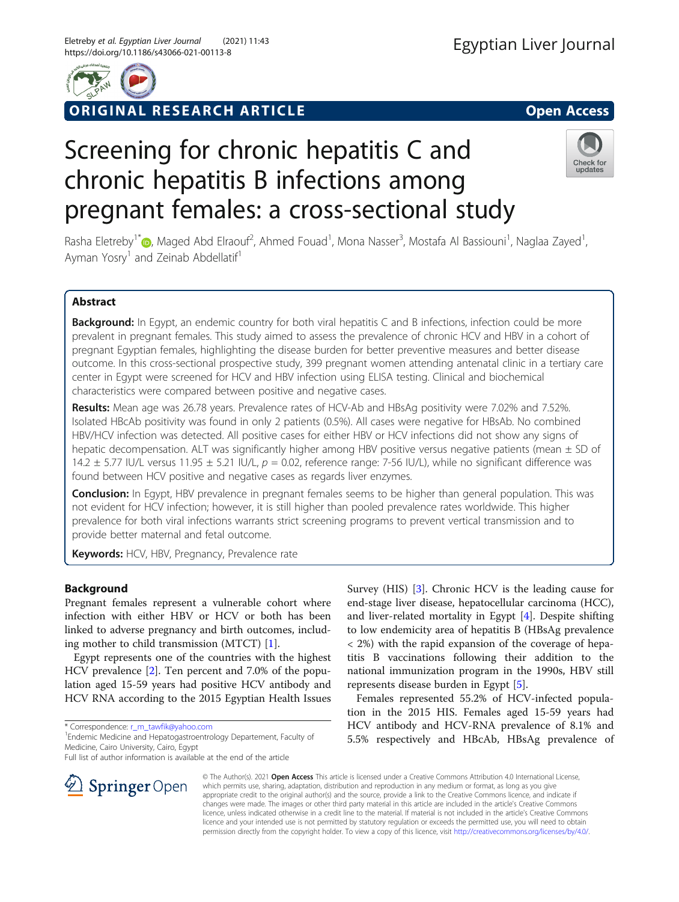ORIGINAL RESEARCH ARTICLE

Open Access

# Screening for chronic hepatitis C and chronic hepatitis B infections among pregnant females: a cross-sectional study

Rasha Eletreby[1*], Maged Abd Elraouf[2], Ahmed Fouad[1], Mona Nasser[3], Mostafa Al Bassiouni[1], Naglaa Zayed[1], Ayman Yosry[1] and Zeinab Abdellatif[1]

## Abstract

**Background:** In Egypt, an endemic country for both viral hepatitis C and B infections, infection could be more prevalent in pregnant females. This study aimed to assess the prevalence of chronic HCV and HBV in a cohort of pregnant Egyptian females, highlighting the disease burden for better preventive measures and better disease outcome. In this cross-sectional prospective study, 399 pregnant women attending antenatal clinic in a tertiary care center in Egypt were screened for HCV and HBV infection using ELISA testing. Clinical and biochemical characteristics were compared between positive and negative cases.

**Results:** Mean age was 26.78 years. Prevalence rates of HCV-Ab and HBsAg positivity were 7.02% and 7.52%. Isolated HBcAb positivity was found in only 2 patients (0.5%). All cases were negative for HBsAb. No combined HBV/HCV infection was detected. All positive cases for either HBV or HCV infections did not show any signs of hepatic decompensation. ALT was significantly higher among HBV positive versus negative patients (mean ± SD of 14.2 ± 5.77 IU/L versus 11.95 ± 5.21 IU/L, $p = 0.02$, reference range: 7-56 IU/L), while no significant difference was found between HCV positive and negative cases as regards liver enzymes.

**Conclusion:** In Egypt, HBV prevalence in pregnant females seems to be higher than general population. This was not evident for HCV infection; however, it is still higher than pooled prevalence rates worldwide. This higher prevalence for both viral infections warrants strict screening programs to prevent vertical transmission and to provide better maternal and fetal outcome.

**Keywords:** HCV, HBV, Pregnancy, Prevalence rate

## Background

Pregnant females represent a vulnerable cohort where infection with either HBV or HCV or both has been linked to adverse pregnancy and birth outcomes, including mother to child transmission (MTCT) [1].

Egypt represents one of the countries with the highest HCV prevalence [2]. Ten percent and 7.0% of the population aged 15-59 years had positive HCV antibody and HCV RNA according to the 2015 Egyptian Health Issues Survey (HIS) [3]. Chronic HCV is the leading cause for end-stage liver disease, hepatocellular carcinoma (HCC), and liver-related mortality in Egypt [4]. Despite shifting to low endemicity area of hepatitis B (HBsAg prevalence < 2%) with the rapid expansion of the coverage of hepatitis B vaccinations following their addition to the national immunization program in the 1990s, HBV still represents disease burden in Egypt [5].

Females represented 55.2% of HCV-infected population in the 2015 HIS. Females aged 15-59 years had HCV antibody and HCV-RNA prevalence of 8.1% and 5.5% respectively and HBcAb, HBsAg prevalence of

* Correspondence: r_m_tawfik@yahoo.com
[1]Endemic Medicine and Hepatogastroentrology Departement, Faculty of Medicine, Cairo University, Cairo, Egypt
Full list of author information is available at the end of the article

© The Author(s). 2021 **Open Access** This article is licensed under a Creative Commons Attribution 4.0 International License, which permits use, sharing, adaptation, distribution and reproduction in any medium or format, as long as you give appropriate credit to the original author(s) and the source, provide a link to the Creative Commons licence, and indicate if changes were made. The images or other third party material in this article are included in the article's Creative Commons licence, unless indicated otherwise in a credit line to the material. If material is not included in the article's Creative Commons licence and your intended use is not permitted by statutory regulation or exceeds the permitted use, you will need to obtain permission directly from the copyright holder. To view a copy of this licence, visit http://creativecommons.org/licenses/by/4.0/.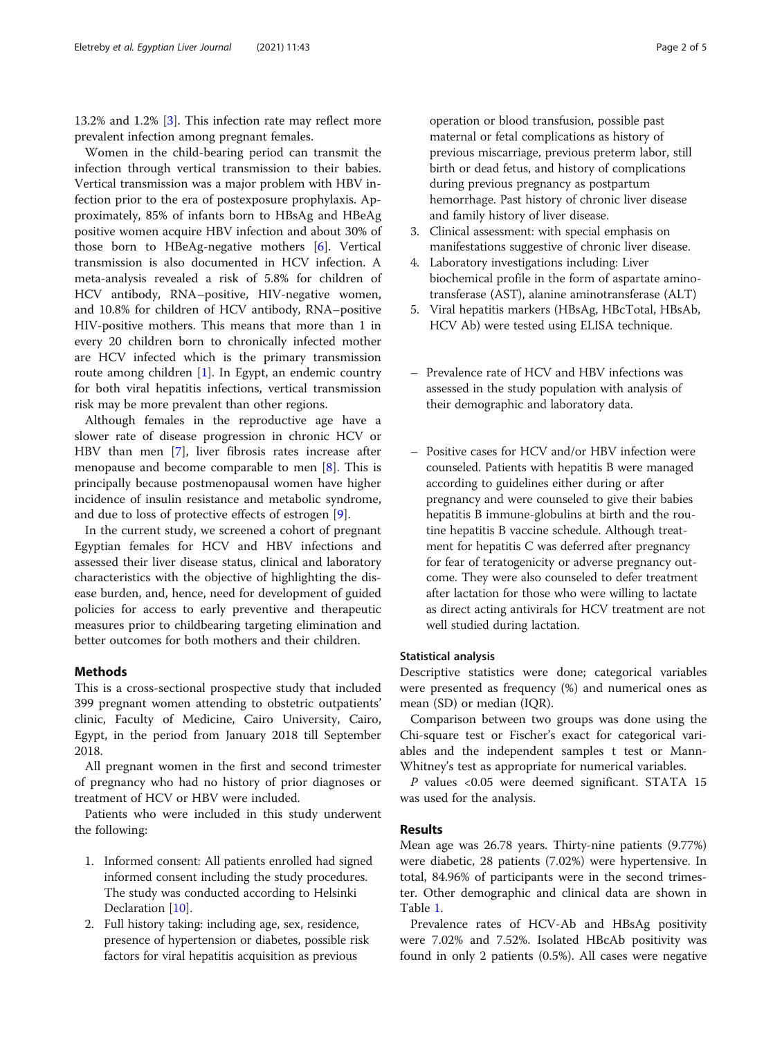13.2% and 1.2% [3]. This infection rate may reflect more prevalent infection among pregnant females.

Women in the child-bearing period can transmit the infection through vertical transmission to their babies. Vertical transmission was a major problem with HBV infection prior to the era of postexposure prophylaxis. Approximately, 85% of infants born to HBsAg and HBeAg positive women acquire HBV infection and about 30% of those born to HBeAg-negative mothers [6]. Vertical transmission is also documented in HCV infection. A meta-analysis revealed a risk of 5.8% for children of HCV antibody, RNA–positive, HIV-negative women, and 10.8% for children of HCV antibody, RNA–positive HIV-positive mothers. This means that more than 1 in every 20 children born to chronically infected mother are HCV infected which is the primary transmission route among children [1]. In Egypt, an endemic country for both viral hepatitis infections, vertical transmission risk may be more prevalent than other regions.

Although females in the reproductive age have a slower rate of disease progression in chronic HCV or HBV than men [7], liver fibrosis rates increase after menopause and become comparable to men [8]. This is principally because postmenopausal women have higher incidence of insulin resistance and metabolic syndrome, and due to loss of protective effects of estrogen [9].

In the current study, we screened a cohort of pregnant Egyptian females for HCV and HBV infections and assessed their liver disease status, clinical and laboratory characteristics with the objective of highlighting the disease burden, and, hence, need for development of guided policies for access to early preventive and therapeutic measures prior to childbearing targeting elimination and better outcomes for both mothers and their children.

## Methods

This is a cross-sectional prospective study that included 399 pregnant women attending to obstetric outpatients' clinic, Faculty of Medicine, Cairo University, Cairo, Egypt, in the period from January 2018 till September 2018.

All pregnant women in the first and second trimester of pregnancy who had no history of prior diagnoses or treatment of HCV or HBV were included.

Patients who were included in this study underwent the following:

1. Informed consent: All patients enrolled had signed informed consent including the study procedures. The study was conducted according to Helsinki Declaration [10].
2. Full history taking: including age, sex, residence, presence of hypertension or diabetes, possible risk factors for viral hepatitis acquisition as previous operation or blood transfusion, possible past maternal or fetal complications as history of previous miscarriage, previous preterm labor, still birth or dead fetus, and history of complications during previous pregnancy as postpartum hemorrhage. Past history of chronic liver disease and family history of liver disease.
3. Clinical assessment: with special emphasis on manifestations suggestive of chronic liver disease.
4. Laboratory investigations including: Liver biochemical profile in the form of aspartate aminotransferase (AST), alanine aminotransferase (ALT)
5. Viral hepatitis markers (HBsAg, HBcTotal, HBsAb, HCV Ab) were tested using ELISA technique.

- Prevalence rate of HCV and HBV infections was assessed in the study population with analysis of their demographic and laboratory data.

- Positive cases for HCV and/or HBV infection were counseled. Patients with hepatitis B were managed according to guidelines either during or after pregnancy and were counseled to give their babies hepatitis B immune-globulins at birth and the routine hepatitis B vaccine schedule. Although treatment for hepatitis C was deferred after pregnancy for fear of teratogenicity or adverse pregnancy outcome. They were also counseled to defer treatment after lactation for those who were willing to lactate as direct acting antivirals for HCV treatment are not well studied during lactation.

### Statistical analysis

Descriptive statistics were done; categorical variables were presented as frequency (%) and numerical ones as mean (SD) or median (IQR).

Comparison between two groups was done using the Chi-square test or Fischer's exact for categorical variables and the independent samples t test or Mann-Whitney's test as appropriate for numerical variables.

*P* values <0.05 were deemed significant. STATA 15 was used for the analysis.

## Results

Mean age was 26.78 years. Thirty-nine patients (9.77%) were diabetic, 28 patients (7.02%) were hypertensive. In total, 84.96% of participants were in the second trimester. Other demographic and clinical data are shown in Table 1.

Prevalence rates of HCV-Ab and HBsAg positivity were 7.02% and 7.52%. Isolated HBcAb positivity was found in only 2 patients (0.5%). All cases were negative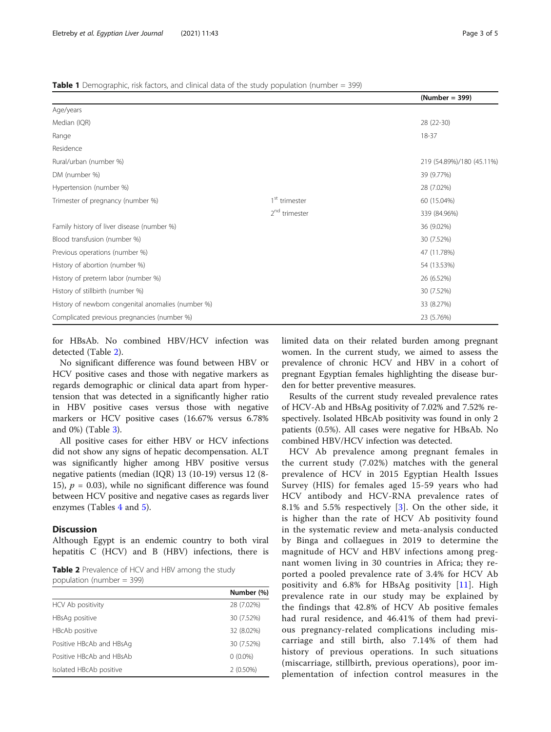**Table 1** Demographic, risk factors, and clinical data of the study population (number = 399)

| | | (Number = 399) |
|---|---|---|
| Age/years | | |
| Median (IQR) | | 28 (22-30) |
| Range | | 18-37 |
| Residence | | |
| Rural/urban (number %) | | 219 (54.89%)/180 (45.11%) |
| DM (number %) | | 39 (9.77%) |
| Hypertension (number %) | | 28 (7.02%) |
| Trimester of pregnancy (number %) | 1st trimester | 60 (15.04%) |
| | 2nd trimester | 339 (84.96%) |
| Family history of liver disease (number %) | | 36 (9.02%) |
| Blood transfusion (number %) | | 30 (7.52%) |
| Previous operations (number %) | | 47 (11.78%) |
| History of abortion (number %) | | 54 (13.53%) |
| History of preterm labor (number %) | | 26 (6.52%) |
| History of stillbirth (number %) | | 30 (7.52%) |
| History of newborn congenital anomalies (number %) | | 33 (8.27%) |
| Complicated previous pregnancies (number %) | | 23 (5.76%) |

for HBsAb. No combined HBV/HCV infection was detected (Table 2).

No significant difference was found between HBV or HCV positive cases and those with negative markers as regards demographic or clinical data apart from hypertension that was detected in a significantly higher ratio in HBV positive cases versus those with negative markers or HCV positive cases (16.67% versus 6.78% and 0%) (Table 3).

All positive cases for either HBV or HCV infections did not show any signs of hepatic decompensation. ALT was significantly higher among HBV positive versus negative patients (median (IQR) 13 (10-19) versus 12 (8-15), $p$ = 0.03), while no significant difference was found between HCV positive and negative cases as regards liver enzymes (Tables 4 and 5).

## Discussion

Although Egypt is an endemic country to both viral hepatitis C (HCV) and B (HBV) infections, there is limited data on their related burden among pregnant women. In the current study, we aimed to assess the prevalence of chronic HCV and HBV in a cohort of pregnant Egyptian females highlighting the disease burden for better preventive measures.

Results of the current study revealed prevalence rates of HCV-Ab and HBsAg positivity of 7.02% and 7.52% respectively. Isolated HBcAb positivity was found in only 2 patients (0.5%). All cases were negative for HBsAb. No combined HBV/HCV infection was detected.

HCV Ab prevalence among pregnant females in the current study (7.02%) matches with the general prevalence of HCV in 2015 Egyptian Health Issues Survey (HIS) for females aged 15-59 years who had HCV antibody and HCV-RNA prevalence rates of 8.1% and 5.5% respectively [3]. On the other side, it is higher than the rate of HCV Ab positivity found in the systematic review and meta-analysis conducted by Binga and collaegues in 2019 to determine the magnitude of HCV and HBV infections among pregnant women living in 30 countries in Africa; they reported a pooled prevalence rate of 3.4% for HCV Ab positivity and 6.8% for HBsAg positivity [11]. High prevalence rate in our study may be explained by the findings that 42.8% of HCV Ab positive females had rural residence, and 46.41% of them had previous pregnancy-related complications including miscarriage and still birth, also 7.14% of them had history of previous operations. In such situations (miscarriage, stillbirth, previous operations), poor implementation of infection control measures in the

**Table 2** Prevalence of HCV and HBV among the study population (number = 399)

| | Number (%) |
|---|---|
| HCV Ab positivity | 28 (7.02%) |
| HBsAg positive | 30 (7.52%) |
| HBcAb positive | 32 (8.02%) |
| Positive HBcAb and HBsAg | 30 (7.52%) |
| Positive HBcAb and HBsAb | 0 (0.0%) |
| Isolated HBcAb positive | 2 (0.50%) |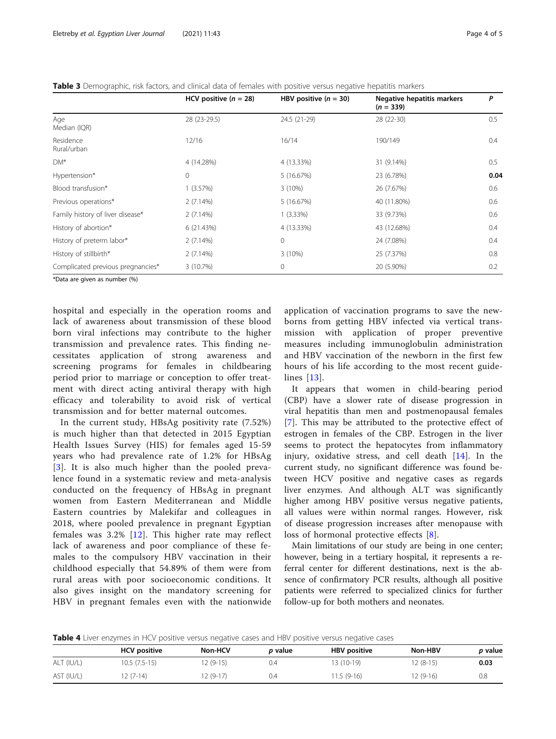**Table 3** Demographic, risk factors, and clinical data of females with positive versus negative hepatitis markers

| | HCV positive ($n$ = 28) | HBV positive ($n$ = 30) | Negative hepatitis markers ($n$ = 339) | P |
|---|---|---|---|---|
| Age Median (IQR) | 28 (23-29.5) | 24.5 (21-29) | 28 (22-30) | 0.5 |
| Residence Rural/urban | 12/16 | 16/14 | 190/149 | 0.4 |
| DM* | 4 (14.28%) | 4 (13.33%) | 31 (9.14%) | 0.5 |
| Hypertension* | 0 | 5 (16.67%) | 23 (6.78%) | **0.04** |
| Blood transfusion* | 1 (3.57%) | 3 (10%) | 26 (7.67%) | 0.6 |
| Previous operations* | 2 (7.14%) | 5 (16.67%) | 40 (11.80%) | 0.6 |
| Family history of liver disease* | 2 (7.14%) | 1 (3.33%) | 33 (9.73%) | 0.6 |
| History of abortion* | 6 (21.43%) | 4 (13.33%) | 43 (12.68%) | 0.4 |
| History of preterm labor* | 2 (7.14%) | 0 | 24 (7.08%) | 0.4 |
| History of stillbirth* | 2 (7.14%) | 3 (10%) | 25 (7.37%) | 0.8 |
| Complicated previous pregnancies* | 3 (10.7%) | 0 | 20 (5.90%) | 0.2 |

*Data are given as number (%)

hospital and especially in the operation rooms and lack of awareness about transmission of these blood born viral infections may contribute to the higher transmission and prevalence rates. This finding necessitates application of strong awareness and screening programs for females in childbearing period prior to marriage or conception to offer treatment with direct acting antiviral therapy with high efficacy and tolerability to avoid risk of vertical transmission and for better maternal outcomes.

In the current study, HBsAg positivity rate (7.52%) is much higher than that detected in 2015 Egyptian Health Issues Survey (HIS) for females aged 15-59 years who had prevalence rate of 1.2% for HBsAg [3]. It is also much higher than the pooled prevalence found in a systematic review and meta-analysis conducted on the frequency of HBsAg in pregnant women from Eastern Mediterranean and Middle Eastern countries by Malekifar and colleagues in 2018, where pooled prevalence in pregnant Egyptian females was 3.2% [12]. This higher rate may reflect lack of awareness and poor compliance of these females to the compulsory HBV vaccination in their childhood especially that 54.89% of them were from rural areas with poor socioeconomic conditions. It also gives insight on the mandatory screening for HBV in pregnant females even with the nationwide application of vaccination programs to save the newborns from getting HBV infected via vertical transmission with application of proper preventive measures including immunoglobulin administration and HBV vaccination of the newborn in the first few hours of his life according to the most recent guidelines [13].

It appears that women in child-bearing period (CBP) have a slower rate of disease progression in viral hepatitis than men and postmenopausal females [7]. This may be attributed to the protective effect of estrogen in females of the CBP. Estrogen in the liver seems to protect the hepatocytes from inflammatory injury, oxidative stress, and cell death [14]. In the current study, no significant difference was found between HCV positive and negative cases as regards liver enzymes. And although ALT was significantly higher among HBV positive versus negative patients, all values were within normal ranges. However, risk of disease progression increases after menopause with loss of hormonal protective effects [8].

Main limitations of our study are being in one center; however, being in a tertiary hospital, it represents a referral center for different destinations, next is the absence of confirmatory PCR results, although all positive patients were referred to specialized clinics for further follow-up for both mothers and neonates.

**Table 4** Liver enzymes in HCV positive versus negative cases and HBV positive versus negative cases

| | HCV positive | Non-HCV | p value | HBV positive | Non-HBV | p value |
|---|---|---|---|---|---|---|
| ALT (IU/L) | 10.5 (7.5-15) | 12 (9-15) | 0.4 | 13 (10-19) | 12 (8-15) | **0.03** |
| AST (IU/L) | 12 (7-14) | 12 (9-17) | 0.4 | 11.5 (9-16) | 12 (9-16) | 0.8 |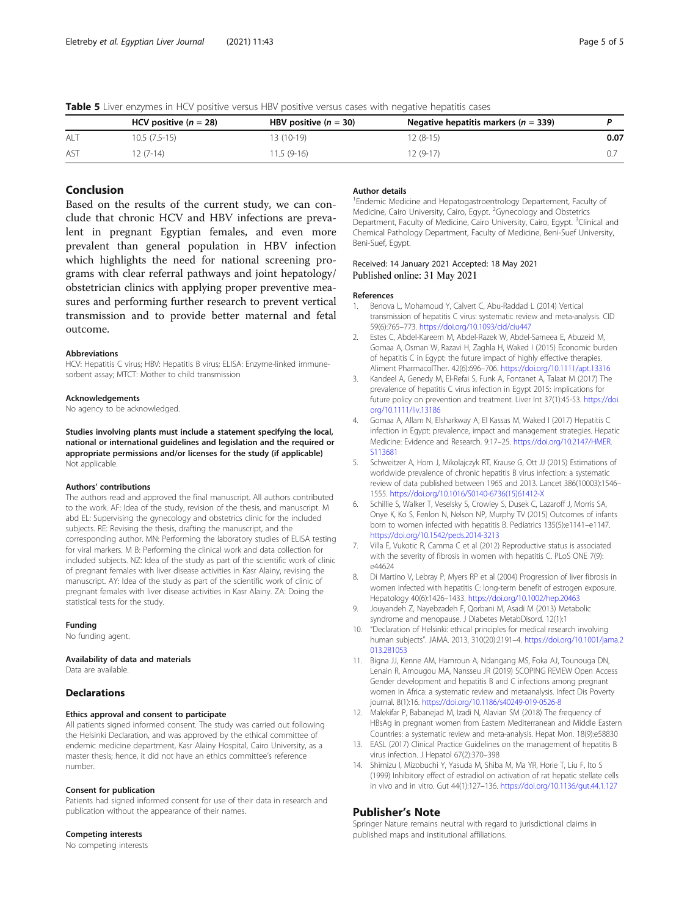**Table 5** Liver enzymes in HCV positive versus HBV positive versus cases with negative hepatitis cases

| | HCV positive ($n$ = 28) | HBV positive ($n$ = 30) | Negative hepatitis markers ($n$ = 339) | $P$ |
|---|---|---|---|---|
| ALT | 10.5 (7.5-15) | 13 (10-19) | 12 (8-15) | **0.07** |
| AST | 12 (7-14) | 11.5 (9-16) | 12 (9-17) | 0.7 |

## Conclusion

Based on the results of the current study, we can conclude that chronic HCV and HBV infections are prevalent in pregnant Egyptian females, and even more prevalent than general population in HBV infection which highlights the need for national screening programs with clear referral pathways and joint hepatology/obstetrician clinics with applying proper preventive measures and performing further research to prevent vertical transmission and to provide better maternal and fetal outcome.

#### Abbreviations

HCV: Hepatitis C virus; HBV: Hepatitis B virus; ELISA: Enzyme-linked immunesorbent assay; MTCT: Mother to child transmission

#### Acknowledgements

No agency to be acknowledged.

#### Studies involving plants must include a statement specifying the local, national or international guidelines and legislation and the required or appropriate permissions and/or licenses for the study (if applicable)

Not applicable.

#### Authors' contributions

The authors read and approved the final manuscript. All authors contributed to the work. AF: Idea of the study, revision of the thesis, and manuscript. M abd EL: Supervising the gynecology and obstetrics clinic for the included subjects. RE: Revising the thesis, drafting the manuscript, and the corresponding author. MN: Performing the laboratory studies of ELISA testing for viral markers. M B: Performing the clinical work and data collection for included subjects. NZ: Idea of the study as part of the scientific work of clinic of pregnant females with liver disease activities in Kasr Alainy, revising the manuscript. AY: Idea of the study as part of the scientific work of clinic of pregnant females with liver disease activities in Kasr Alainy. ZA: Doing the statistical tests for the study.

#### Funding

No funding agent.

#### Availability of data and materials

Data are available.

## Declarations

#### Ethics approval and consent to participate

All patients signed informed consent. The study was carried out following the Helsinki Declaration, and was approved by the ethical committee of endemic medicine department, Kasr Alainy Hospital, Cairo University, as a master thesis; hence, it did not have an ethics committee's reference number.

#### Consent for publication

Patients had signed informed consent for use of their data in research and publication without the appearance of their names.

#### Competing interests

No competing interests

#### Author details

[1]Endemic Medicine and Hepatogastroentrology Departement, Faculty of Medicine, Cairo University, Cairo, Egypt. [2]Gynecology and Obstetrics Department, Faculty of Medicine, Cairo University, Cairo, Egypt. [3]Clinical and Chemical Pathology Department, Faculty of Medicine, Beni-Suef University, Beni-Suef, Egypt.

Received: 14 January 2021 Accepted: 18 May 2021
Published online: 31 May 2021

#### References

1. Benova L, Mohamoud Y, Calvert C, Abu-Raddad L (2014) Vertical transmission of hepatitis C virus: systematic review and meta-analysis. CID 59(6):765–773. https://doi.org/10.1093/cid/ciu447
2. Estes C, Abdel-Kareem M, Abdel-Razek W, Abdel-Sameea E, Abuzeid M, Gomaa A, Osman W, Razavi H, Zaghla H, Waked I (2015) Economic burden of hepatitis C in Egypt: the future impact of highly effective therapies. Aliment PharmacolTher. 42(6):696–706. https://doi.org/10.1111/apt.13316
3. Kandeel A, Genedy M, El-Refai S, Funk A, Fontanet A, Talaat M (2017) The prevalence of hepatitis C virus infection in Egypt 2015: implications for future policy on prevention and treatment. Liver Int 37(1):45-53. https://doi.org/10.1111/liv.13186
4. Gomaa A, Allam N, Elsharkway A, El Kassas M, Waked I (2017) Hepatitis C infection in Egypt: prevalence, impact and management strategies. Hepatic Medicine: Evidence and Research. 9:17–25. https://doi.org/10.2147/HMER.S113681
5. Schweitzer A, Horn J, Mikolajczyk RT, Krause G, Ott JJ (2015) Estimations of worldwide prevalence of chronic hepatitis B virus infection: a systematic review of data published between 1965 and 2013. Lancet 386(10003):1546–1555. https://doi.org/10.1016/S0140-6736(15)61412-X
6. Schillie S, Walker T, Veselsky S, Crowley S, Dusek C, Lazaroff J, Morris SA, Onye K, Ko S, Fenlon N, Nelson NP, Murphy TV (2015) Outcomes of infants born to women infected with hepatitis B. Pediatrics 135(5):e1141–e1147. https://doi.org/10.1542/peds.2014-3213
7. Villa E, Vukotic R, Camma C et al (2012) Reproductive status is associated with the severity of fibrosis in women with hepatitis C. PLoS ONE 7(9): e44624
8. Di Martino V, Lebray P, Myers RP et al (2004) Progression of liver fibrosis in women infected with hepatitis C: long-term benefit of estrogen exposure. Hepatology 40(6):1426–1433. https://doi.org/10.1002/hep.20463
9. Jouyandeh Z, Nayebzadeh F, Qorbani M, Asadi M (2013) Metabolic syndrome and menopause. J Diabetes MetabDisord. 12(1):1
10. "Declaration of Helsinki: ethical principles for medical research involving human subjects". JAMA. 2013, 310(20):2191–4. https://doi.org/10.1001/jama.2013.281053
11. Bigna JJ, Kenne AM, Hamroun A, Ndangang MS, Foka AJ, Tounouga DN, Lenain R, Amougou MA, Nansseu JR (2019) SCOPING REVIEW Open Access Gender development and hepatitis B and C infections among pregnant women in Africa: a systematic review and metaanalysis. Infect Dis Poverty journal. 8(1):16. https://doi.org/10.1186/s40249-019-0526-8
12. Malekifar P, Babanejad M, Izadi N, Alavian SM (2018) The frequency of HBsAg in pregnant women from Eastern Mediterranean and Middle Eastern Countries: a systematic review and meta-analysis. Hepat Mon. 18(9):e58830
13. EASL (2017) Clinical Practice Guidelines on the management of hepatitis B virus infection. J Hepatol 67(2):370–398
14. Shimizu I, Mizobuchi Y, Yasuda M, Shiba M, Ma YR, Horie T, Liu F, Ito S (1999) Inhibitory effect of estradiol on activation of rat hepatic stellate cells in vivo and in vitro. Gut 44(1):127–136. https://doi.org/10.1136/gut.44.1.127

## Publisher's Note

Springer Nature remains neutral with regard to jurisdictional claims in published maps and institutional affiliations.